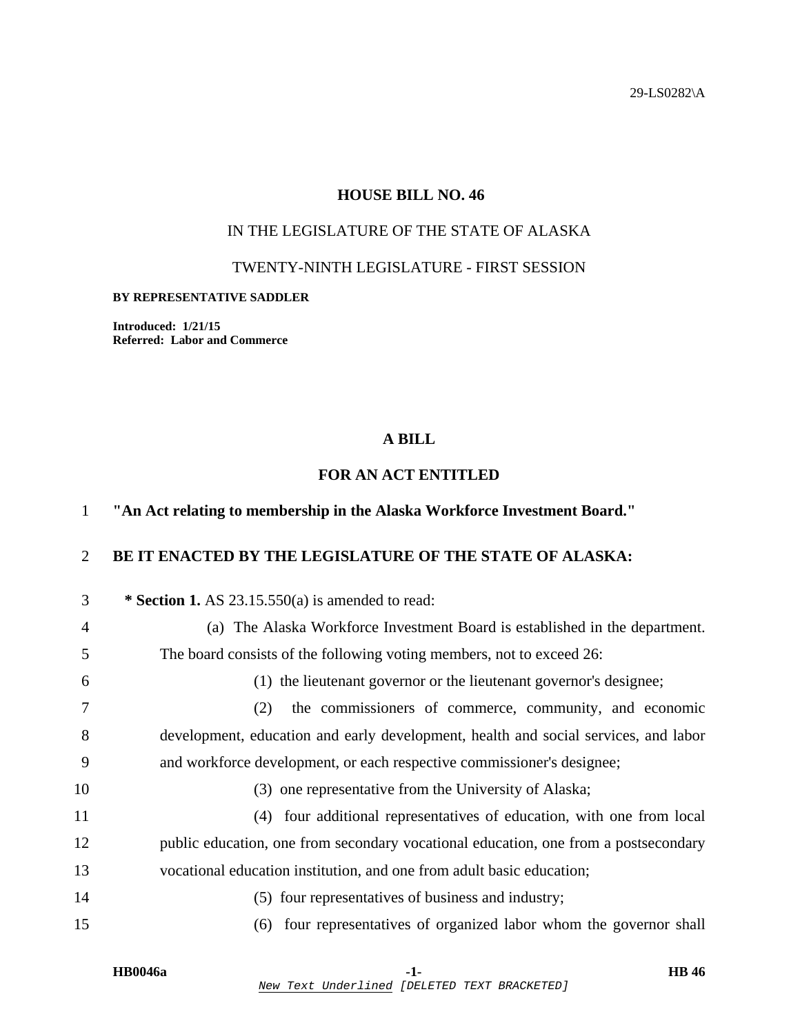29-LS0282\A

# HOUSE BILL NO. 46

IN THE LEGISLATURE OF THE STATE OF ALASKA

TWENTY-NINTH LEGISLATURE - FIRST SESSION

**BY REPRESENTATIVE SADDLER**

**Introduced: 1/21/15**
**Referred: Labor and Commerce**

## A BILL

## FOR AN ACT ENTITLED

1 **"An Act relating to membership in the Alaska Workforce Investment Board."**

2 **BE IT ENACTED BY THE LEGISLATURE OF THE STATE OF ALASKA:**

3 **\* Section 1.** AS 23.15.550(a) is amended to read:

4 (a) The Alaska Workforce Investment Board is established in the department.
5 The board consists of the following voting members, not to exceed 26:

6 (1) the lieutenant governor or the lieutenant governor's designee;

7 (2) the commissioners of commerce, community, and economic
8 development, education and early development, health and social services, and labor
9 and workforce development, or each respective commissioner's designee;

10 (3) one representative from the University of Alaska;

11 (4) four additional representatives of education, with one from local
12 public education, one from secondary vocational education, one from a postsecondary
13 vocational education institution, and one from adult basic education;

14 (5) four representatives of business and industry;

15 (6) four representatives of organized labor whom the governor shall

HB0046a

*New Text Underlined* [DELETED TEXT BRACKETED]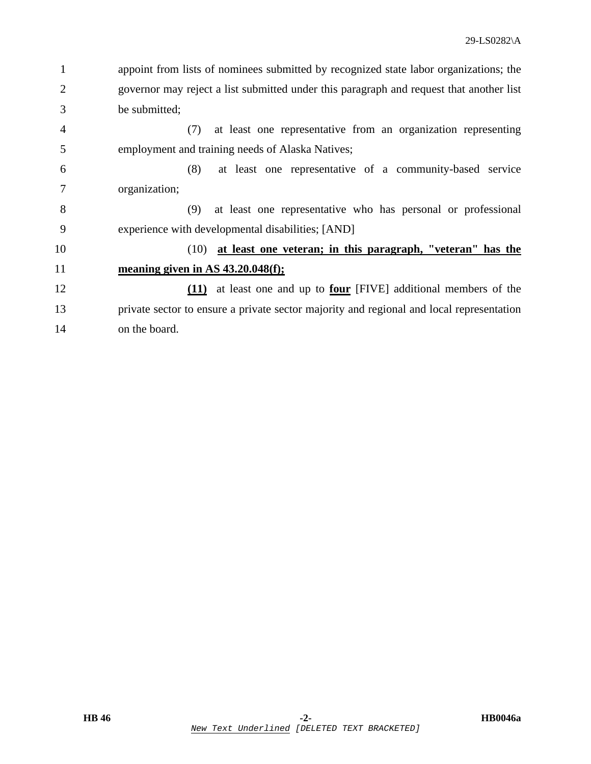appoint from lists of nominees submitted by recognized state labor organizations; the governor may reject a list submitted under this paragraph and request that another list be submitted;

(7) at least one representative from an organization representing employment and training needs of Alaska Natives;

(8) at least one representative of a community-based service organization;

(9) at least one representative who has personal or professional experience with developmental disabilities; [AND]

(10) **at least one veteran; in this paragraph, "veteran" has the meaning given in AS 43.20.048(f);**

**(11)** at least one and up to **four** [FIVE] additional members of the private sector to ensure a private sector majority and regional and local representation on the board.

*New Text Underlined* [DELETED TEXT BRACKETED]